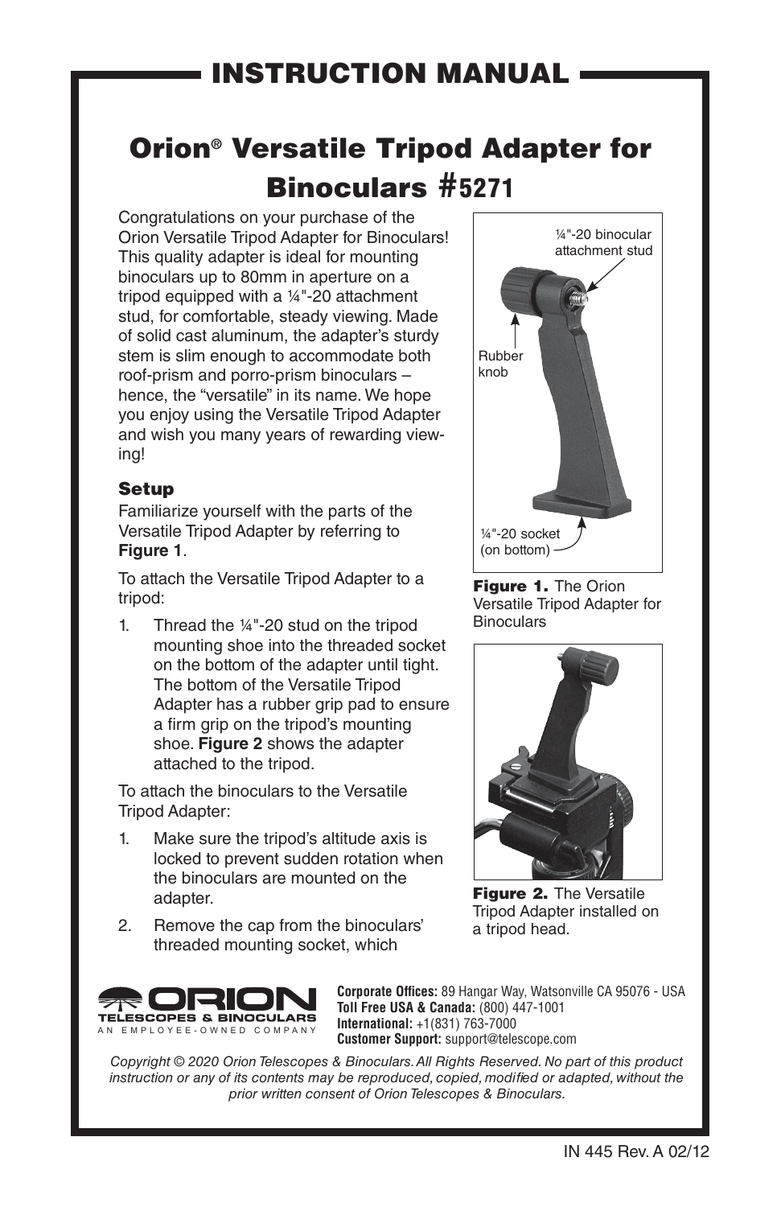# INSTRUCTION MANUAL

# Orion® Versatile Tripod Adapter for Binoculars #5271

Congratulations on your purchase of the Orion Versatile Tripod Adapter for Binoculars! This quality adapter is ideal for mounting binoculars up to 80mm in aperture on a tripod equipped with a ¼"-20 attachment stud, for comfortable, steady viewing. Made of solid cast aluminum, the adapter's sturdy stem is slim enough to accommodate both roof-prism and porro-prism binoculars – hence, the "versatile" in its name. We hope you enjoy using the Versatile Tripod Adapter and wish you many years of rewarding viewing!

## Setup

Familiarize yourself with the parts of the Versatile Tripod Adapter by referring to **Figure 1**.

To attach the Versatile Tripod Adapter to a tripod:

1. Thread the ¼"-20 stud on the tripod mounting shoe into the threaded socket on the bottom of the adapter until tight. The bottom of the Versatile Tripod Adapter has a rubber grip pad to ensure a firm grip on the tripod's mounting shoe. **Figure 2** shows the adapter attached to the tripod.

To attach the binoculars to the Versatile Tripod Adapter:

1. Make sure the tripod's altitude axis is locked to prevent sudden rotation when the binoculars are mounted on the adapter.
2. Remove the cap from the binoculars' threaded mounting socket, which

¼"-20 binocular attachment stud

Rubber knob

¼"-20 socket (on bottom)

**Figure 1.** The Orion Versatile Tripod Adapter for Binoculars

**Figure 2.** The Versatile Tripod Adapter installed on a tripod head.

ORION TELESCOPES & BINOCULARS
AN EMPLOYEE-OWNED COMPANY

**Corporate Offices:** 89 Hangar Way, Watsonville CA 95076 - USA
**Toll Free USA & Canada:** (800) 447-1001
**International:** +1(831) 763-7000
**Customer Support:** support@telescope.com

*Copyright © 2020 Orion Telescopes & Binoculars. All Rights Reserved. No part of this product instruction or any of its contents may be reproduced, copied, modified or adapted, without the prior written consent of Orion Telescopes & Binoculars.*

IN 445 Rev. A 02/12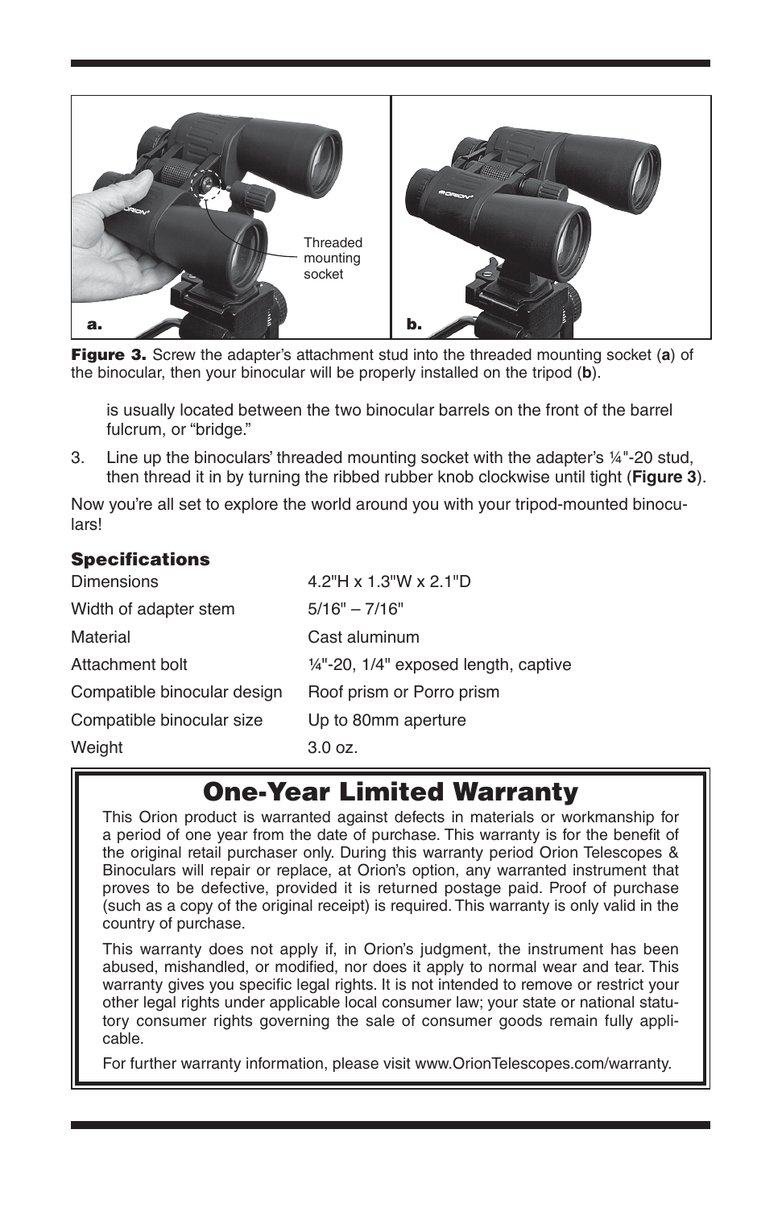Threaded mounting socket

a.

b.

**Figure 3.** Screw the adapter's attachment stud into the threaded mounting socket (**a**) of the binocular, then your binocular will be properly installed on the tripod (**b**).

is usually located between the two binocular barrels on the front of the barrel fulcrum, or "bridge."

3. Line up the binoculars' threaded mounting socket with the adapter's ¼"-20 stud, then thread it in by turning the ribbed rubber knob clockwise until tight (**Figure 3**).

Now you're all set to explore the world around you with your tripod-mounted binoculars!

### Specifications

| | |
|---|---|
| Dimensions | 4.2"H x 1.3"W x 2.1"D |
| Width of adapter stem | 5/16" – 7/16" |
| Material | Cast aluminum |
| Attachment bolt | ¼"-20, 1/4" exposed length, captive |
| Compatible binocular design | Roof prism or Porro prism |
| Compatible binocular size | Up to 80mm aperture |
| Weight | 3.0 oz. |

## One-Year Limited Warranty

This Orion product is warranted against defects in materials or workmanship for a period of one year from the date of purchase. This warranty is for the benefit of the original retail purchaser only. During this warranty period Orion Telescopes & Binoculars will repair or replace, at Orion's option, any warranted instrument that proves to be defective, provided it is returned postage paid. Proof of purchase (such as a copy of the original receipt) is required. This warranty is only valid in the country of purchase.

This warranty does not apply if, in Orion's judgment, the instrument has been abused, mishandled, or modified, nor does it apply to normal wear and tear. This warranty gives you specific legal rights. It is not intended to remove or restrict your other legal rights under applicable local consumer law; your state or national statutory consumer rights governing the sale of consumer goods remain fully applicable.

For further warranty information, please visit www.OrionTelescopes.com/warranty.